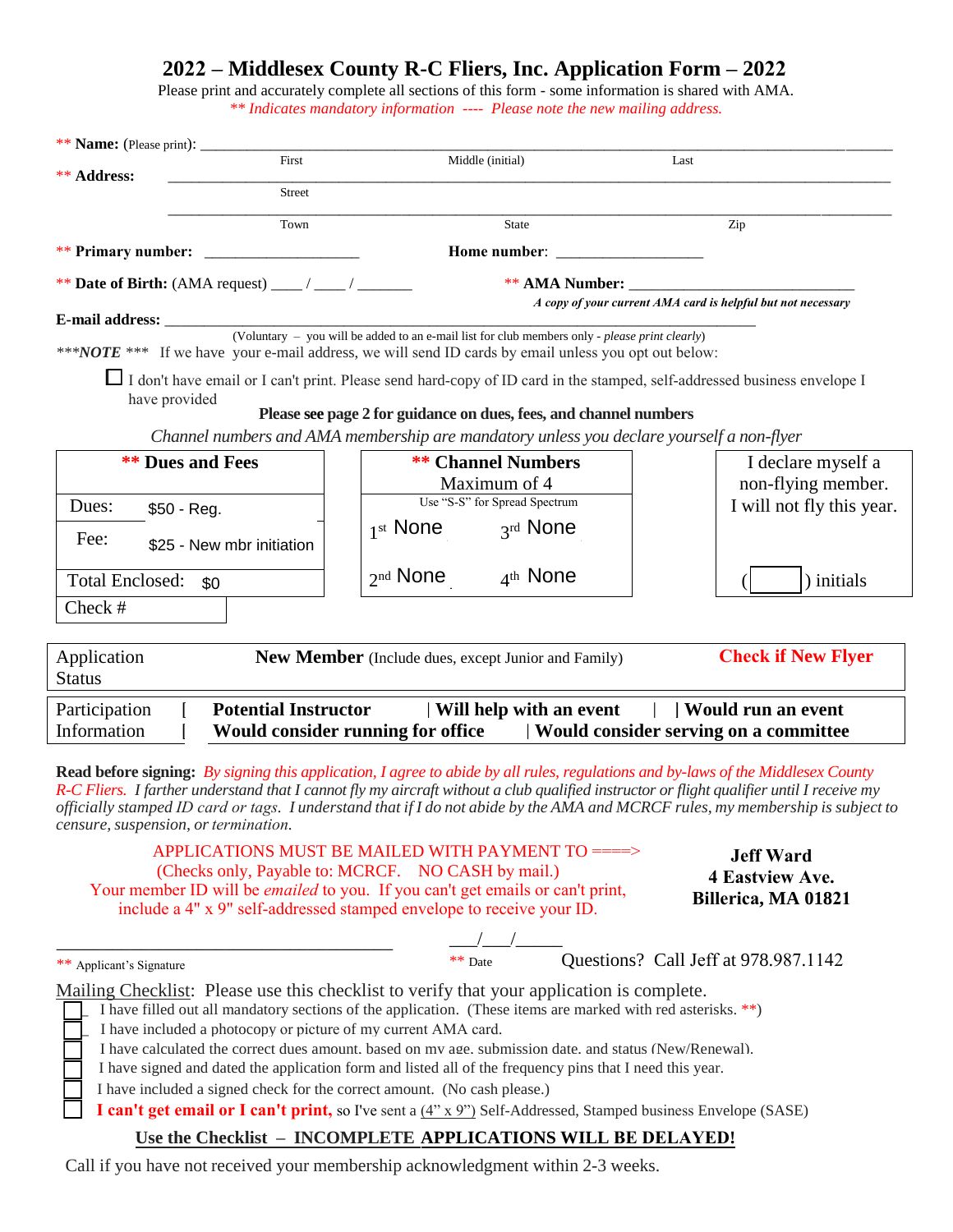# 2022 – Middlesex County R-C Fliers, Inc. Application Form – 2022

Please print and accurately complete all sections of this form - some information is shared with AMA.

*\*\* Indicates mandatory information ---- Please note the new mailing address.*

\*\* **Name:** (Please print): ____________________________________________
First Middle (initial) Last

\*\* **Address:** ____________________________________________
Street

____________________________________________
Town State Zip

\*\* **Primary number:** ____________________ **Home number:** __________________

\*\* **Date of Birth:** (AMA request) ____ / ____ / _______ \*\* **AMA Number:** ____________________________

*A copy of your current AMA card is helpful but not necessary*

**E-mail address:** ____________________________________________
(Voluntary – you will be added to an e-mail list for club members only - *please print clearly*)

\*\*\****NOTE*** \*\*\* If we have your e-mail address, we will send ID cards by email unless you opt out below:

☐ I don't have email or I can't print. Please send hard-copy of ID card in the stamped, self-addressed business envelope I have provided

**Please see page 2 for guidance on dues, fees, and channel numbers**

*Channel numbers and AMA membership are mandatory unless you declare yourself a non-flyer*

| \*\* **Dues and Fees** | | \*\* **Channel Numbers** Maximum of 4 (Use "S-S" for Spread Spectrum) | | I declare myself a non-flying member. I will not fly this year. |
|---|---|---|---|---|
| Dues: | $50 - Reg. | 1st None | 3rd None | |
| Fee: | $25 - New mbr initiation | 2nd None | 4th None | ( ) initials |
| Total Enclosed: | $0 | | | |
| Check # | | | | |

| | | |
|---|---|---|
| Application Status | **New Member** (Include dues, except Junior and Family) | **Check if New Flyer** |

| | | | |
|---|---|---|---|
| Participation Information | [ **Potential Instructor** | \| **Will help with an event** | \| **Would run an event** |
| | [ **Would consider running for office** | \| **Would consider serving on a committee** | |

**Read before signing:** *By signing this application, I agree to abide by all rules, regulations and by-laws of the Middlesex County R-C Fliers. I farther understand that I cannot fly my aircraft without a club qualified instructor or flight qualifier until I receive my officially stamped ID card or tags. I understand that if I do not abide by the AMA and MCRCF rules, my membership is subject to censure, suspension, or termination.*

APPLICATIONS MUST BE MAILED WITH PAYMENT TO ====>
(Checks only, Payable to: MCRCF. NO CASH by mail.)
Your member ID will be *emailed* to you. If you can't get emails or can't print, include a 4" x 9" self-addressed stamped envelope to receive your ID.

**Jeff Ward**
**4 Eastview Ave.**
**Billerica, MA 01821**

____________________________________ ___/___/_____
\*\* Applicant's Signature \*\* Date Questions? Call Jeff at 978.987.1142

Mailing Checklist: Please use this checklist to verify that your application is complete.

- ☐ I have filled out all mandatory sections of the application. (These items are marked with red asterisks. \*\*)
- ☐ I have included a photocopy or picture of my current AMA card.
- ☐ I have calculated the correct dues amount, based on my age, submission date, and status (New/Renewal).
- ☐ I have signed and dated the application form and listed all of the frequency pins that I need this year.
- ☐ I have included a signed check for the correct amount. (No cash please.)
- ☐ **I can't get email or I can't print,** so I've sent a (4" x 9") Self-Addressed, Stamped business Envelope (SASE)

**Use the Checklist – INCOMPLETE APPLICATIONS WILL BE DELAYED!**

Call if you have not received your membership acknowledgment within 2-3 weeks.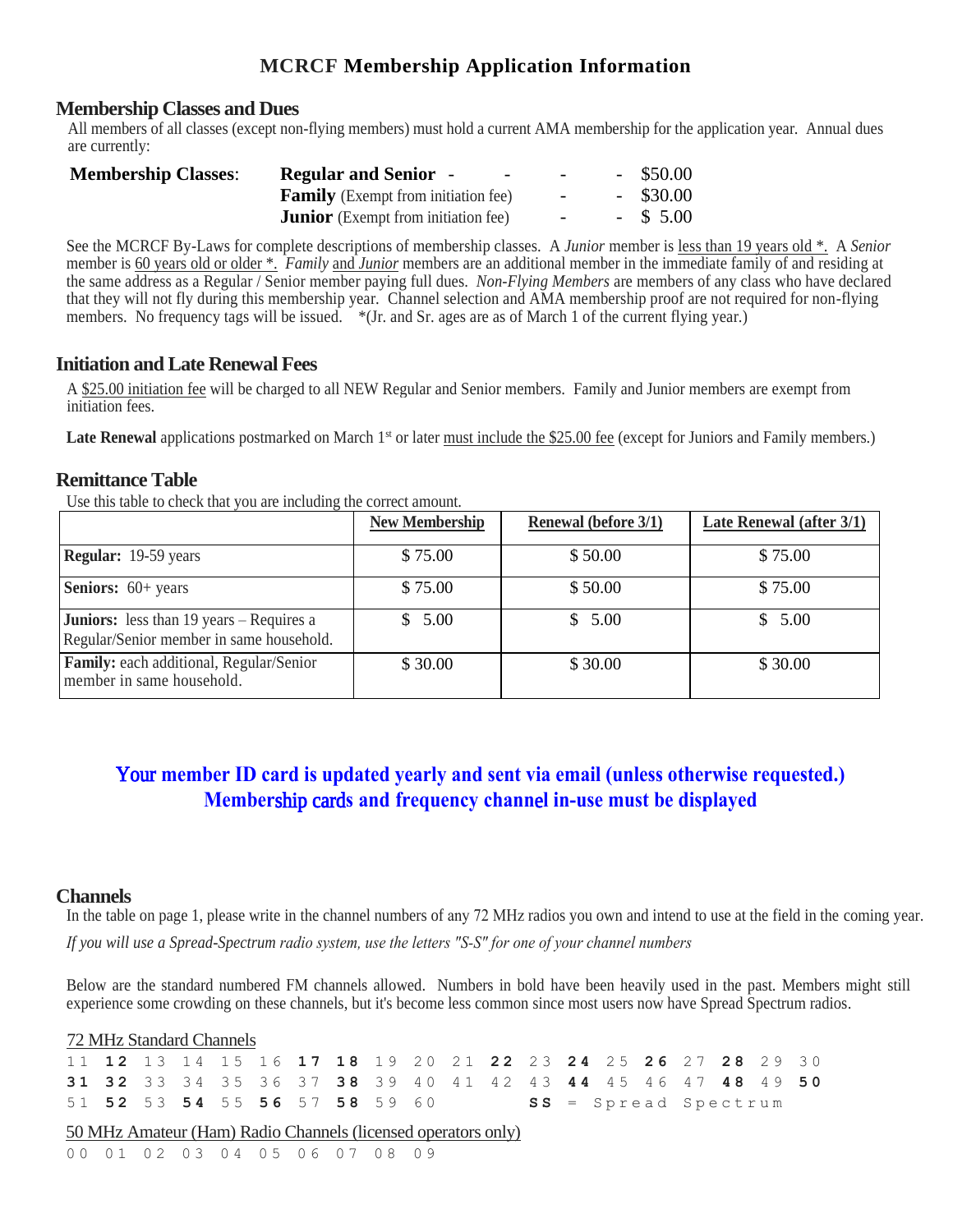# MCRCF Membership Application Information

## Membership Classes and Dues

All members of all classes (except non-flying members) must hold a current AMA membership for the application year. Annual dues are currently:

| | | |
|---|---|---|
| **Membership Classes**: | **Regular and Senior** - | $50.00 |
| | **Family** (Exempt from initiation fee) | $30.00 |
| | **Junior** (Exempt from initiation fee) | $ 5.00 |

See the MCRCF By-Laws for complete descriptions of membership classes. A *Junior* member is less than 19 years old *. A *Senior* member is 60 years old or older *. *Family* and *Junior* members are an additional member in the immediate family of and residing at the same address as a Regular / Senior member paying full dues. *Non-Flying Members* are members of any class who have declared that they will not fly during this membership year. Channel selection and AMA membership proof are not required for non-flying members. No frequency tags will be issued. *(Jr. and Sr. ages are as of March 1 of the current flying year.)

## Initiation and Late Renewal Fees

A $25.00 initiation fee will be charged to all NEW Regular and Senior members. Family and Junior members are exempt from initiation fees.

**Late Renewal** applications postmarked on March 1st or later must include the $25.00 fee (except for Juniors and Family members.)

## Remittance Table

Use this table to check that you are including the correct amount.

| | New Membership | Renewal (before 3/1) | Late Renewal (after 3/1) |
|---|---|---|---|
| **Regular:** 19-59 years | $ 75.00 | $ 50.00 | $ 75.00 |
| **Seniors:** 60+ years | $ 75.00 | $ 50.00 | $ 75.00 |
| **Juniors:** less than 19 years – Requires a Regular/Senior member in same household. | $ 5.00 | $ 5.00 | $ 5.00 |
| **Family:** each additional, Regular/Senior member in same household. | $ 30.00 | $ 30.00 | $ 30.00 |

**Your member ID card is updated yearly and sent via email (unless otherwise requested.)**
**Membership cards and frequency channel in-use must be displayed**

## Channels

In the table on page 1, please write in the channel numbers of any 72 MHz radios you own and intend to use at the field in the coming year.

*If you will use a Spread-Spectrum radio system, use the letters "S-S" for one of your channel numbers*

Below are the standard numbered FM channels allowed. Numbers in bold have been heavily used in the past. Members might still experience some crowding on these channels, but it's become less common since most users now have Spread Spectrum radios.

72 MHz Standard Channels

11 **12** 13 14 15 16 **17** **18** 19 20 21 **22** 23 **24** 25 **26** 27 **28** 29 30
**31** **32** 33 34 35 36 37 **38** 39 40 41 42 43 **44** 45 46 47 **48** 49 **50**
51 **52** 53 **54** 55 **56** 57 **58** 59 60 **SS** = Spread Spectrum

50 MHz Amateur (Ham) Radio Channels (licensed operators only)

00 01 02 03 04 05 06 07 08 09